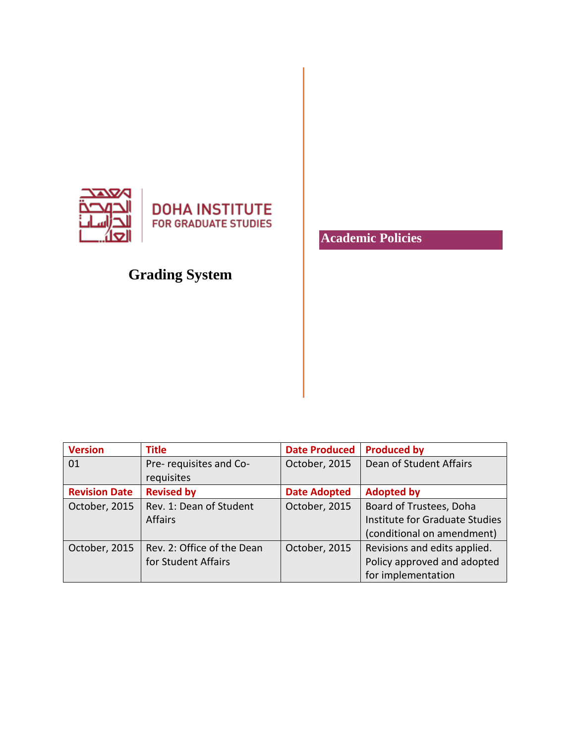DOHA INSTITUTE FOR GRADUATE STUDIES

# Grading System

## Academic Policies

| Version | Title | Date Produced | Produced by |
|---|---|---|---|
| 01 | Pre- requisites and Co-requisites | October, 2015 | Dean of Student Affairs |
| **Revision Date** | **Revised by** | **Date Adopted** | **Adopted by** |
| October, 2015 | Rev. 1: Dean of Student Affairs | October, 2015 | Board of Trustees, Doha Institute for Graduate Studies (conditional on amendment) |
| October, 2015 | Rev. 2: Office of the Dean for Student Affairs | October, 2015 | Revisions and edits applied. Policy approved and adopted for implementation |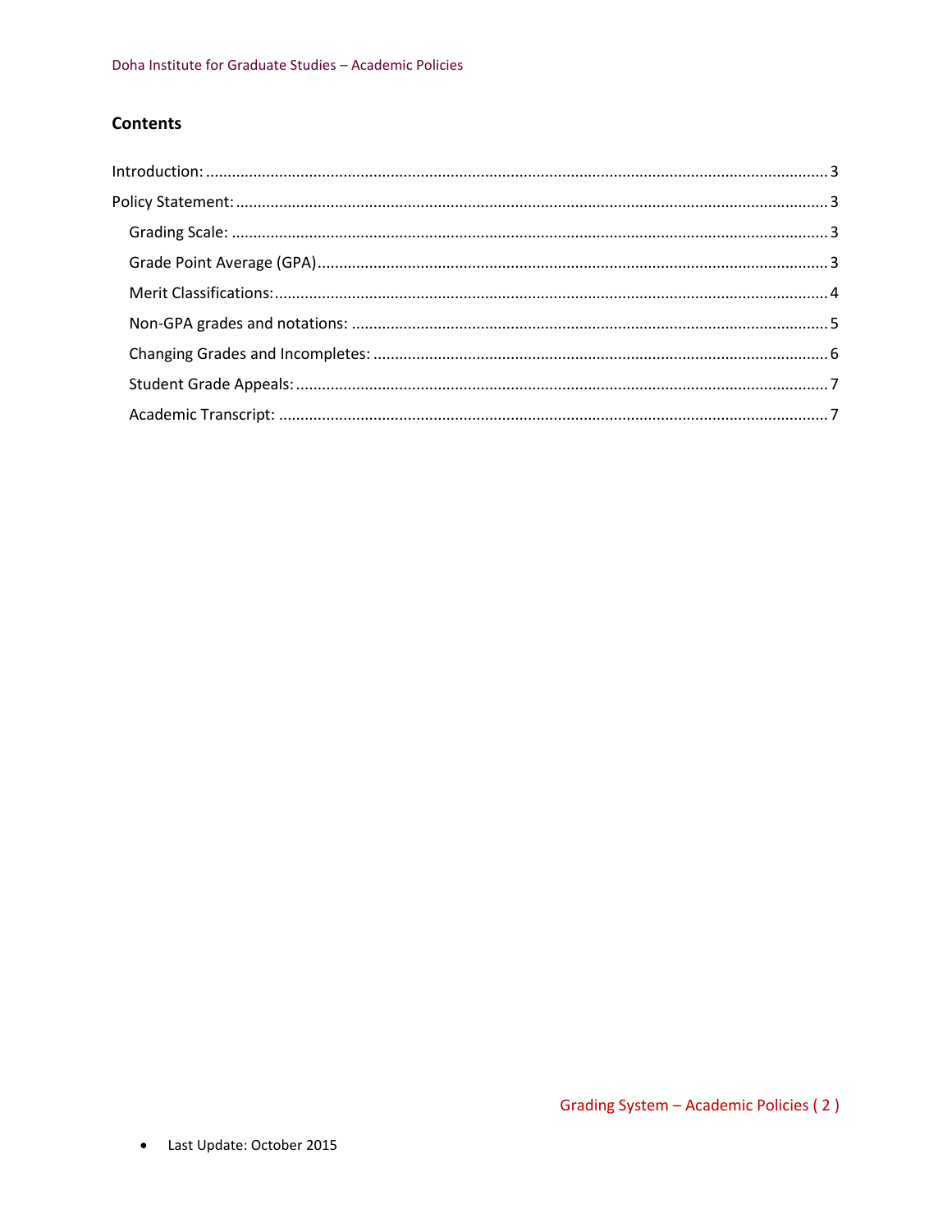## Contents

- Introduction: 3
- Policy Statement: 3
  - Grading Scale: 3
  - Grade Point Average (GPA) 3
  - Merit Classifications: 4
  - Non-GPA grades and notations: 5
  - Changing Grades and Incompletes: 6
  - Student Grade Appeals: 7
  - Academic Transcript: 7

- Last Update: October 2015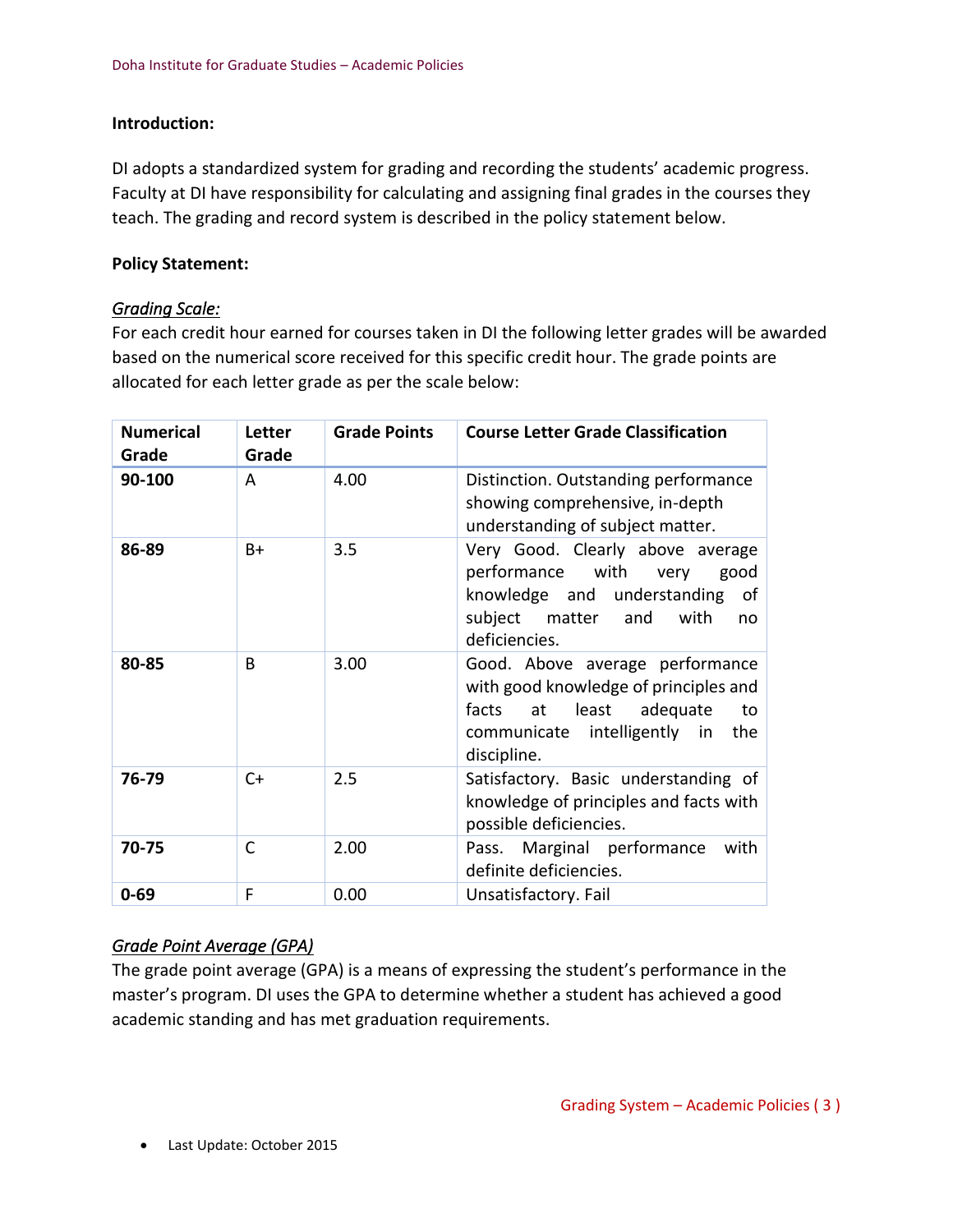**Introduction:**

DI adopts a standardized system for grading and recording the students' academic progress. Faculty at DI have responsibility for calculating and assigning final grades in the courses they teach. The grading and record system is described in the policy statement below.

**Policy Statement:**

***Grading Scale:***

For each credit hour earned for courses taken in DI the following letter grades will be awarded based on the numerical score received for this specific credit hour. The grade points are allocated for each letter grade as per the scale below:

| Numerical Grade | Letter Grade | Grade Points | Course Letter Grade Classification |
|---|---|---|---|
| **90-100** | A | 4.00 | Distinction. Outstanding performance showing comprehensive, in-depth understanding of subject matter. |
| **86-89** | B+ | 3.5 | Very Good. Clearly above average performance with very good knowledge and understanding of subject matter and with no deficiencies. |
| **80-85** | B | 3.00 | Good. Above average performance with good knowledge of principles and facts at least adequate to communicate intelligently in the discipline. |
| **76-79** | C+ | 2.5 | Satisfactory. Basic understanding of knowledge of principles and facts with possible deficiencies. |
| **70-75** | C | 2.00 | Pass. Marginal performance with definite deficiencies. |
| **0-69** | F | 0.00 | Unsatisfactory. Fail |

***Grade Point Average (GPA)***

The grade point average (GPA) is a means of expressing the student's performance in the master's program. DI uses the GPA to determine whether a student has achieved a good academic standing and has met graduation requirements.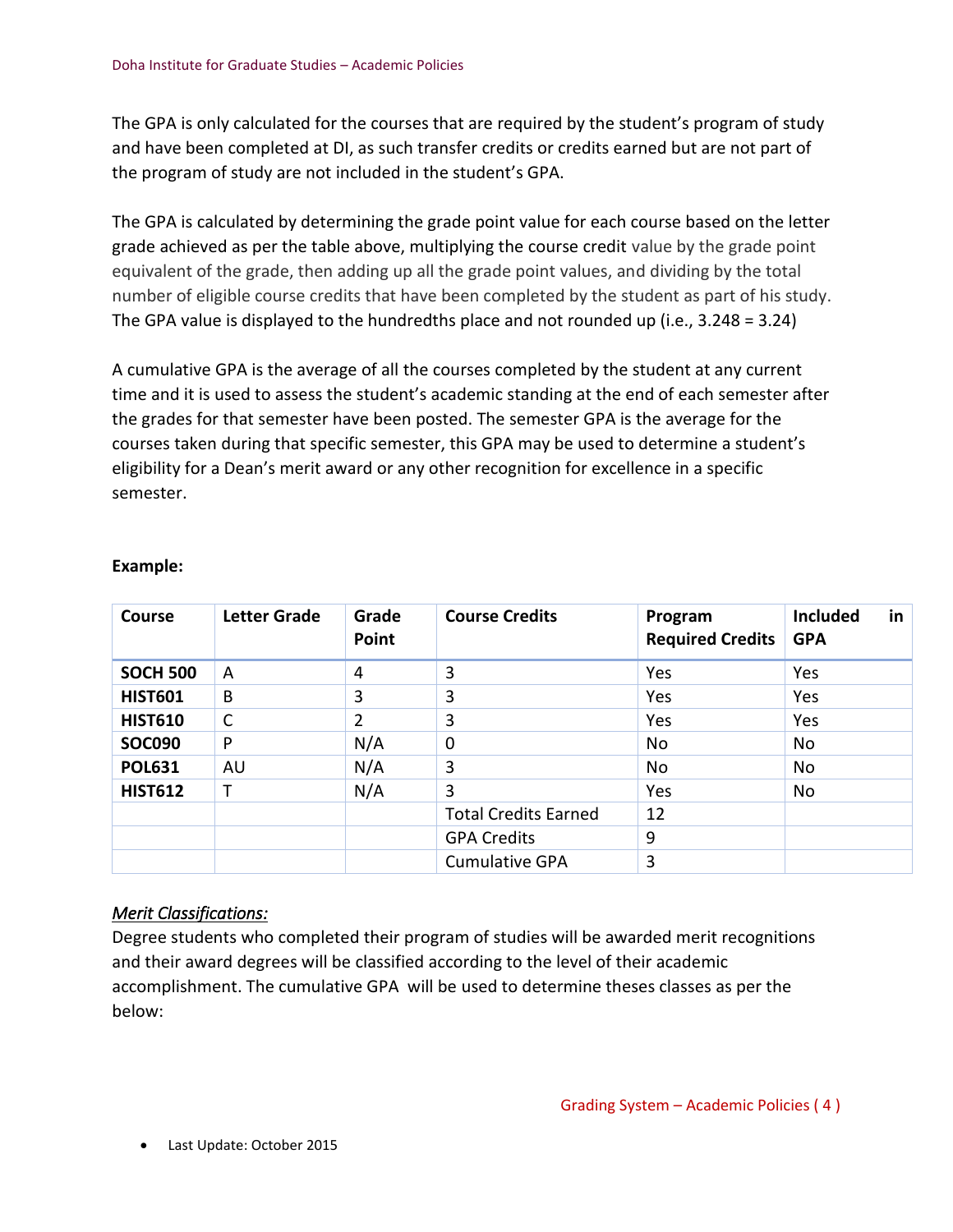The GPA is only calculated for the courses that are required by the student's program of study and have been completed at DI, as such transfer credits or credits earned but are not part of the program of study are not included in the student's GPA.

The GPA is calculated by determining the grade point value for each course based on the letter grade achieved as per the table above, multiplying the course credit value by the grade point equivalent of the grade, then adding up all the grade point values, and dividing by the total number of eligible course credits that have been completed by the student as part of his study. The GPA value is displayed to the hundredths place and not rounded up (i.e., 3.248 = 3.24)

A cumulative GPA is the average of all the courses completed by the student at any current time and it is used to assess the student's academic standing at the end of each semester after the grades for that semester have been posted. The semester GPA is the average for the courses taken during that specific semester, this GPA may be used to determine a student's eligibility for a Dean's merit award or any other recognition for excellence in a specific semester.

**Example:**

| Course | Letter Grade | Grade Point | Course Credits | Program Required Credits | Included in GPA |
|---|---|---|---|---|---|
| **SOCH 500** | A | 4 | 3 | Yes | Yes |
| **HIST601** | B | 3 | 3 | Yes | Yes |
| **HIST610** | C | 2 | 3 | Yes | Yes |
| **SOC090** | P | N/A | 0 | No | No |
| **POL631** | AU | N/A | 3 | No | No |
| **HIST612** | T | N/A | 3 | Yes | No |
| | | | Total Credits Earned | 12 | |
| | | | GPA Credits | 9 | |
| | | | Cumulative GPA | 3 | |

*Merit Classifications:*

Degree students who completed their program of studies will be awarded merit recognitions and their award degrees will be classified according to the level of their academic accomplishment. The cumulative GPA will be used to determine theses classes as per the below:

- Last Update: October 2015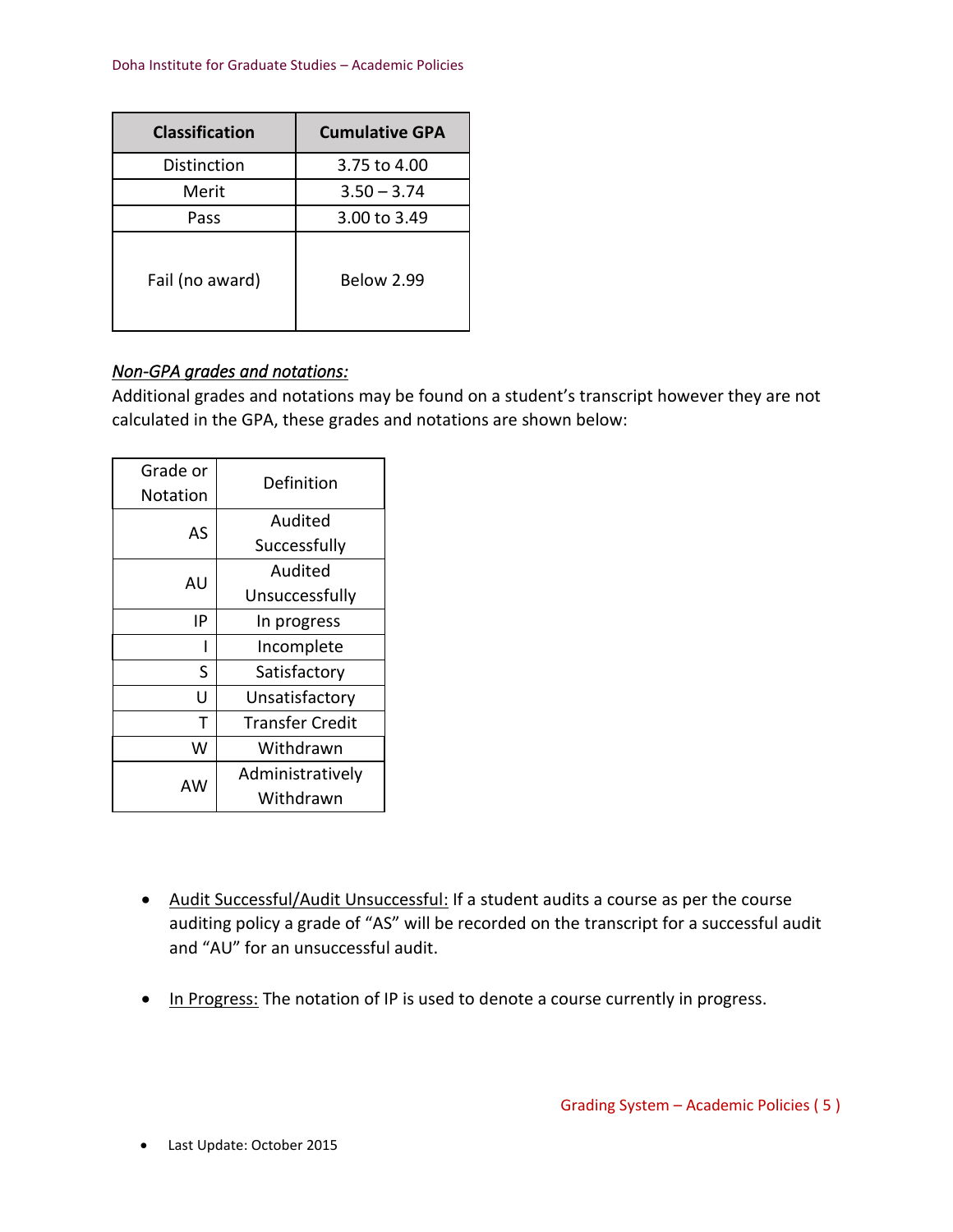| Classification | Cumulative GPA |
|---|---|
| Distinction | 3.75 to 4.00 |
| Merit | 3.50 – 3.74 |
| Pass | 3.00 to 3.49 |
| Fail (no award) | Below 2.99 |

*__Non-GPA grades and notations:__*

Additional grades and notations may be found on a student's transcript however they are not calculated in the GPA, these grades and notations are shown below:

| Grade or Notation | Definition |
|---|---|
| AS | Audited Successfully |
| AU | Audited Unsuccessfully |
| IP | In progress |
| I | Incomplete |
| S | Satisfactory |
| U | Unsatisfactory |
| T | Transfer Credit |
| W | Withdrawn |
| AW | Administratively Withdrawn |

- <u>Audit Successful/Audit Unsuccessful:</u> If a student audits a course as per the course auditing policy a grade of "AS" will be recorded on the transcript for a successful audit and "AU" for an unsuccessful audit.

- <u>In Progress:</u> The notation of IP is used to denote a course currently in progress.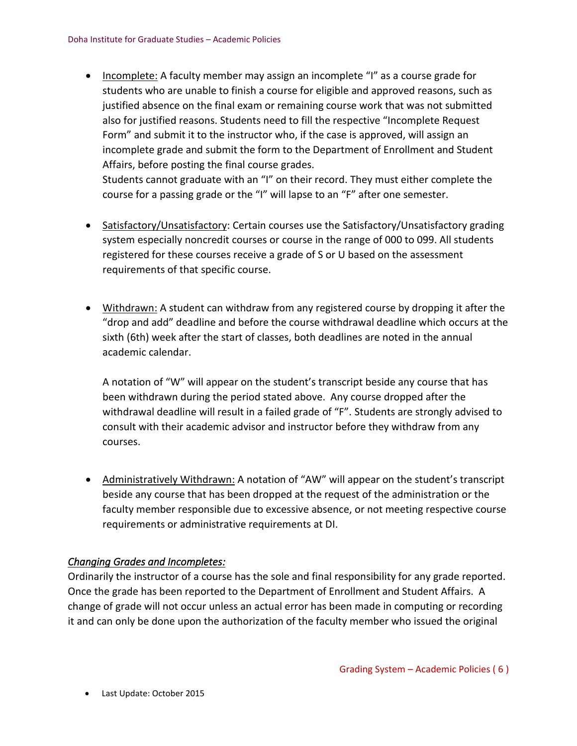- Incomplete: A faculty member may assign an incomplete "I" as a course grade for students who are unable to finish a course for eligible and approved reasons, such as justified absence on the final exam or remaining course work that was not submitted also for justified reasons. Students need to fill the respective "Incomplete Request Form" and submit it to the instructor who, if the case is approved, will assign an incomplete grade and submit the form to the Department of Enrollment and Student Affairs, before posting the final course grades.
  Students cannot graduate with an "I" on their record. They must either complete the course for a passing grade or the "I" will lapse to an "F" after one semester.

- Satisfactory/Unsatisfactory: Certain courses use the Satisfactory/Unsatisfactory grading system especially noncredit courses or course in the range of 000 to 099. All students registered for these courses receive a grade of S or U based on the assessment requirements of that specific course.

- Withdrawn: A student can withdraw from any registered course by dropping it after the "drop and add" deadline and before the course withdrawal deadline which occurs at the sixth (6th) week after the start of classes, both deadlines are noted in the annual academic calendar.

  A notation of "W" will appear on the student's transcript beside any course that has been withdrawn during the period stated above. Any course dropped after the withdrawal deadline will result in a failed grade of "F". Students are strongly advised to consult with their academic advisor and instructor before they withdraw from any courses.

- Administratively Withdrawn: A notation of "AW" will appear on the student's transcript beside any course that has been dropped at the request of the administration or the faculty member responsible due to excessive absence, or not meeting respective course requirements or administrative requirements at DI.

*Changing Grades and Incompletes:*

Ordinarily the instructor of a course has the sole and final responsibility for any grade reported. Once the grade has been reported to the Department of Enrollment and Student Affairs. A change of grade will not occur unless an actual error has been made in computing or recording it and can only be done upon the authorization of the faculty member who issued the original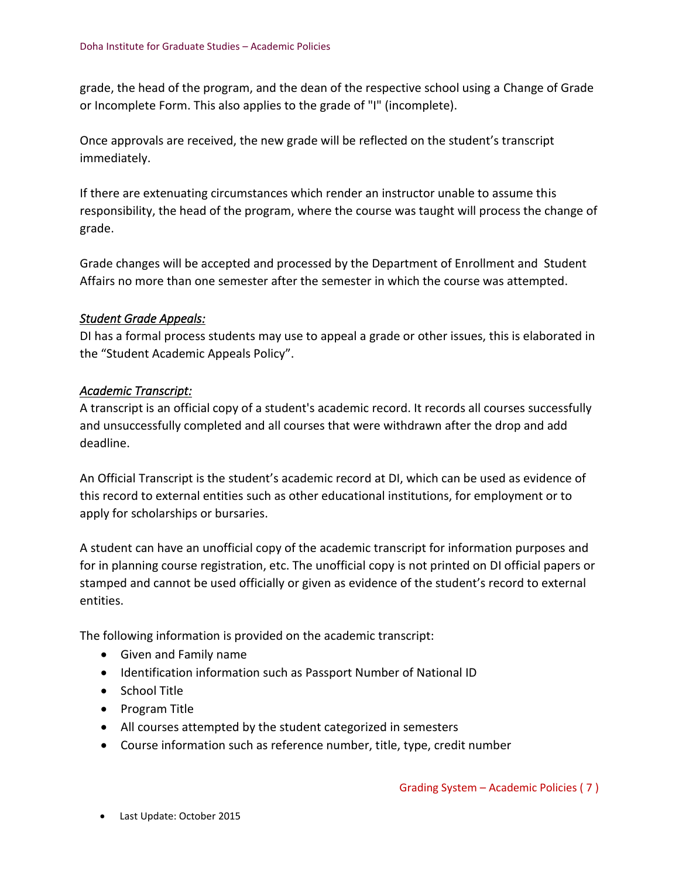grade, the head of the program, and the dean of the respective school using a Change of Grade or Incomplete Form. This also applies to the grade of "I" (incomplete).

Once approvals are received, the new grade will be reflected on the student's transcript immediately.

If there are extenuating circumstances which render an instructor unable to assume this responsibility, the head of the program, where the course was taught will process the change of grade.

Grade changes will be accepted and processed by the Department of Enrollment and Student Affairs no more than one semester after the semester in which the course was attempted.

***Student Grade Appeals:***

DI has a formal process students may use to appeal a grade or other issues, this is elaborated in the "Student Academic Appeals Policy".

***Academic Transcript:***

A transcript is an official copy of a student's academic record. It records all courses successfully and unsuccessfully completed and all courses that were withdrawn after the drop and add deadline.

An Official Transcript is the student's academic record at DI, which can be used as evidence of this record to external entities such as other educational institutions, for employment or to apply for scholarships or bursaries.

A student can have an unofficial copy of the academic transcript for information purposes and for in planning course registration, etc. The unofficial copy is not printed on DI official papers or stamped and cannot be used officially or given as evidence of the student's record to external entities.

The following information is provided on the academic transcript:

- Given and Family name
- Identification information such as Passport Number of National ID
- School Title
- Program Title
- All courses attempted by the student categorized in semesters
- Course information such as reference number, title, type, credit number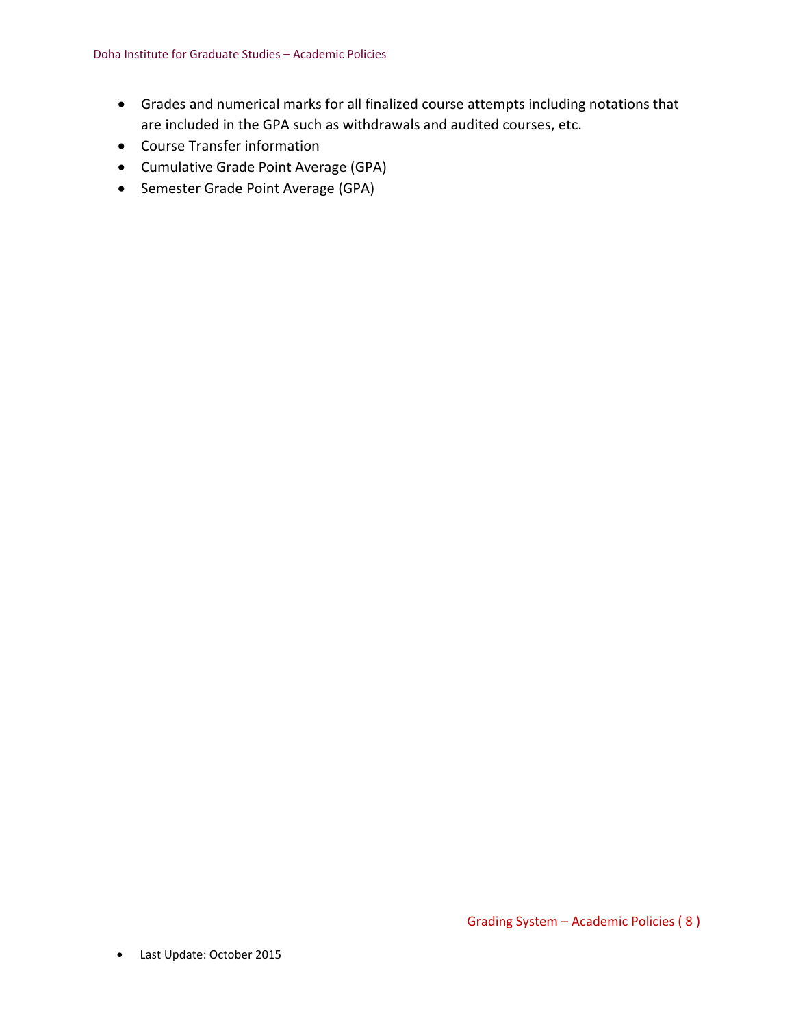- Grades and numerical marks for all finalized course attempts including notations that are included in the GPA such as withdrawals and audited courses, etc.
- Course Transfer information
- Cumulative Grade Point Average (GPA)
- Semester Grade Point Average (GPA)